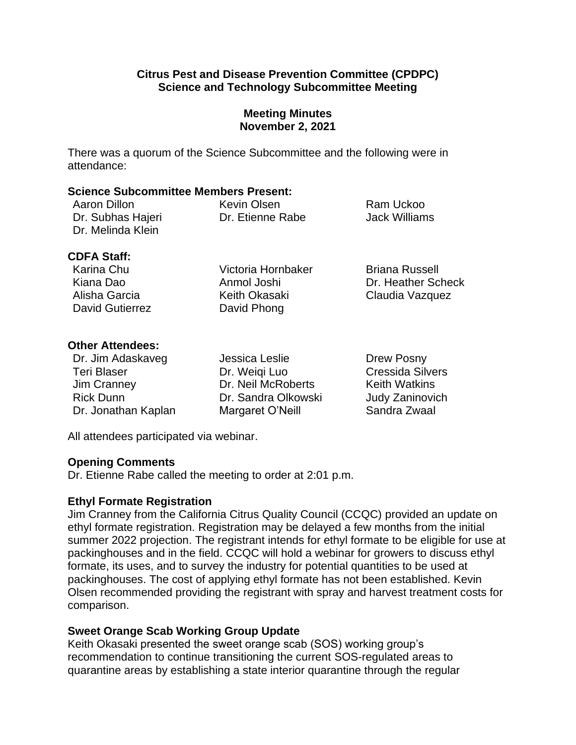**Citrus Pest and Disease Prevention Committee (CPDPC)**
**Science and Technology Subcommittee Meeting**

**Meeting Minutes**
**November 2, 2021**

There was a quorum of the Science Subcommittee and the following were in attendance:

**Science Subcommittee Members Present:**

Aaron Dillon
Dr. Subhas Hajeri
Dr. Melinda Klein
Kevin Olsen
Dr. Etienne Rabe
Ram Uckoo
Jack Williams

**CDFA Staff:**

Karina Chu
Kiana Dao
Alisha Garcia
David Gutierrez
Victoria Hornbaker
Anmol Joshi
Keith Okasaki
David Phong
Briana Russell
Dr. Heather Scheck
Claudia Vazquez

**Other Attendees:**

Dr. Jim Adaskaveg
Teri Blaser
Jim Cranney
Rick Dunn
Dr. Jonathan Kaplan
Jessica Leslie
Dr. Weiqi Luo
Dr. Neil McRoberts
Dr. Sandra Olkowski
Margaret O'Neill
Drew Posny
Cressida Silvers
Keith Watkins
Judy Zaninovich
Sandra Zwaal

All attendees participated via webinar.

**Opening Comments**

Dr. Etienne Rabe called the meeting to order at 2:01 p.m.

**Ethyl Formate Registration**

Jim Cranney from the California Citrus Quality Council (CCQC) provided an update on ethyl formate registration. Registration may be delayed a few months from the initial summer 2022 projection. The registrant intends for ethyl formate to be eligible for use at packinghouses and in the field. CCQC will hold a webinar for growers to discuss ethyl formate, its uses, and to survey the industry for potential quantities to be used at packinghouses. The cost of applying ethyl formate has not been established. Kevin Olsen recommended providing the registrant with spray and harvest treatment costs for comparison.

**Sweet Orange Scab Working Group Update**

Keith Okasaki presented the sweet orange scab (SOS) working group's recommendation to continue transitioning the current SOS-regulated areas to quarantine areas by establishing a state interior quarantine through the regular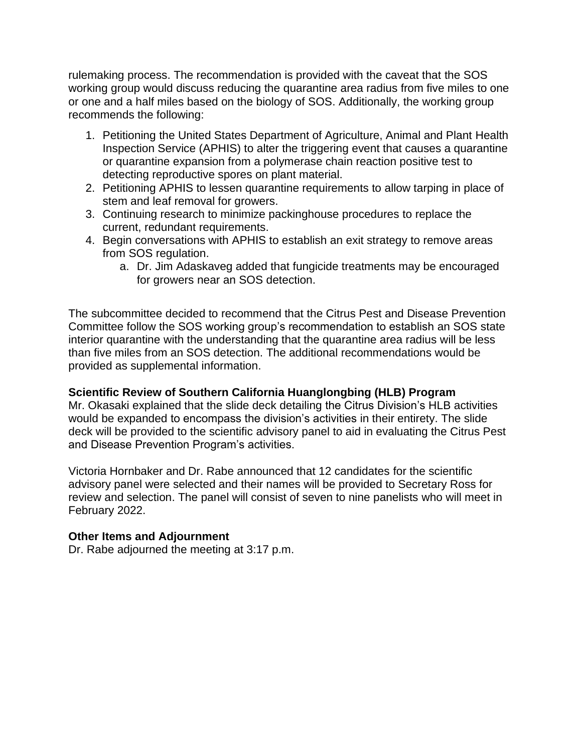rulemaking process. The recommendation is provided with the caveat that the SOS working group would discuss reducing the quarantine area radius from five miles to one or one and a half miles based on the biology of SOS. Additionally, the working group recommends the following:

1. Petitioning the United States Department of Agriculture, Animal and Plant Health Inspection Service (APHIS) to alter the triggering event that causes a quarantine or quarantine expansion from a polymerase chain reaction positive test to detecting reproductive spores on plant material.
2. Petitioning APHIS to lessen quarantine requirements to allow tarping in place of stem and leaf removal for growers.
3. Continuing research to minimize packinghouse procedures to replace the current, redundant requirements.
4. Begin conversations with APHIS to establish an exit strategy to remove areas from SOS regulation.
   a. Dr. Jim Adaskaveg added that fungicide treatments may be encouraged for growers near an SOS detection.

The subcommittee decided to recommend that the Citrus Pest and Disease Prevention Committee follow the SOS working group's recommendation to establish an SOS state interior quarantine with the understanding that the quarantine area radius will be less than five miles from an SOS detection. The additional recommendations would be provided as supplemental information.

**Scientific Review of Southern California Huanglongbing (HLB) Program**

Mr. Okasaki explained that the slide deck detailing the Citrus Division's HLB activities would be expanded to encompass the division's activities in their entirety. The slide deck will be provided to the scientific advisory panel to aid in evaluating the Citrus Pest and Disease Prevention Program's activities.

Victoria Hornbaker and Dr. Rabe announced that 12 candidates for the scientific advisory panel were selected and their names will be provided to Secretary Ross for review and selection. The panel will consist of seven to nine panelists who will meet in February 2022.

**Other Items and Adjournment**

Dr. Rabe adjourned the meeting at 3:17 p.m.